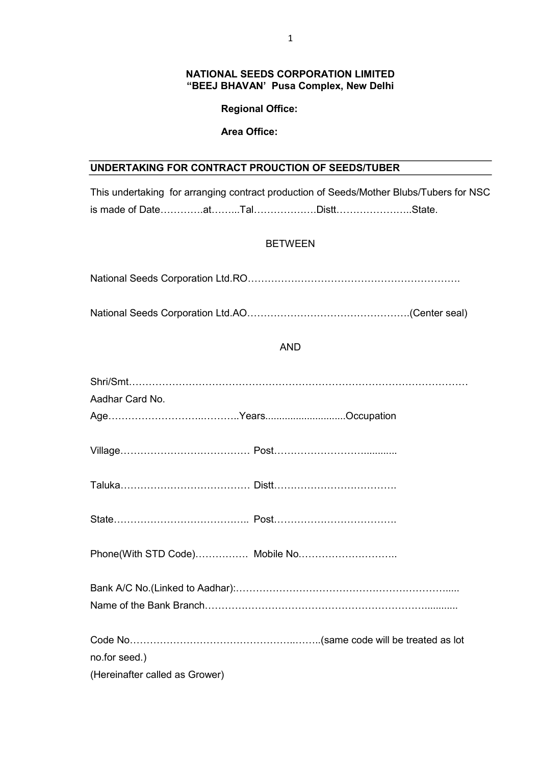**NATIONAL SEEDS CORPORATION LIMITED**
**"BEEJ BHAVAN' Pusa Complex, New Delhi**

**Regional Office:**

**Area Office:**

---

**UNDERTAKING FOR CONTRACT PROUCTION OF SEEDS/TUBER**

---

This undertaking for arranging contract production of Seeds/Mother Blubs/Tubers for NSC is made of Date………….at……...Tal……………….Distt…………………..State.

BETWEEN

National Seeds Corporation Ltd.RO……………………………………………………….

National Seeds Corporation Ltd.AO………………………………………….(Center seal)

AND

Shri/Smt………………………………………………………………………………………
Aadhar Card No.
Age……………………..………..Years............................Occupation

Village………………………………… Post…………………….........

Taluka………………………………… Distt…………………….……….

State………………………………….. Post……………………………….

Phone(With STD Code)……………. Mobile No.…………………….….

Bank A/C No.(Linked to Aadhar):…………………………………………………….....
Name of the Bank Branch……….………………………………………………...........

Code No………………………………………….……..(same code will be treated as lot no.for seed.)
(Hereinafter called as Grower)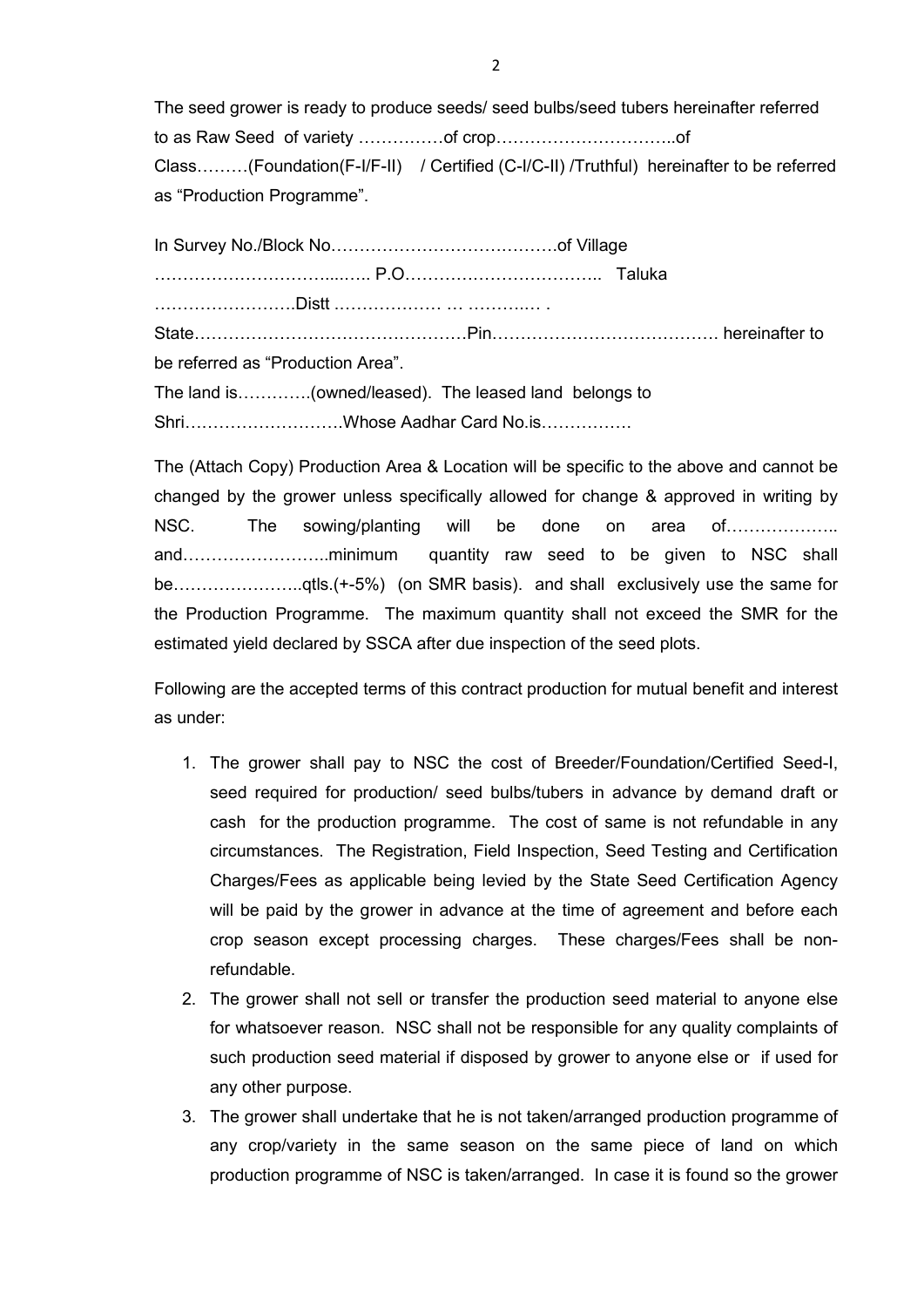The seed grower is ready to produce seeds/ seed bulbs/seed tubers hereinafter referred to as Raw Seed of variety ……………of crop…………………………..of Class………(Foundation(F-I/F-II) / Certified (C-I/C-II) /Truthful) hereinafter to be referred as "Production Programme".

In Survey No./Block No………………………………….of Village ……………………………..….. P.O…………………………….. Taluka …………………….Distt ………………. … ………... .
State…………………………………………Pin………………………………… hereinafter to be referred as "Production Area".
The land is………….(owned/leased). The leased land belongs to Shri……………………….Whose Aadhar Card No.is…………….

The (Attach Copy) Production Area & Location will be specific to the above and cannot be changed by the grower unless specifically allowed for change & approved in writing by NSC. The sowing/planting will be done on area of……………….. and……………………..minimum quantity raw seed to be given to NSC shall be…………………..qtls.(+-5%) (on SMR basis). and shall exclusively use the same for the Production Programme. The maximum quantity shall not exceed the SMR for the estimated yield declared by SSCA after due inspection of the seed plots.

Following are the accepted terms of this contract production for mutual benefit and interest as under:

1. The grower shall pay to NSC the cost of Breeder/Foundation/Certified Seed-I, seed required for production/ seed bulbs/tubers in advance by demand draft or cash for the production programme. The cost of same is not refundable in any circumstances. The Registration, Field Inspection, Seed Testing and Certification Charges/Fees as applicable being levied by the State Seed Certification Agency will be paid by the grower in advance at the time of agreement and before each crop season except processing charges. These charges/Fees shall be non-refundable.
2. The grower shall not sell or transfer the production seed material to anyone else for whatsoever reason. NSC shall not be responsible for any quality complaints of such production seed material if disposed by grower to anyone else or if used for any other purpose.
3. The grower shall undertake that he is not taken/arranged production programme of any crop/variety in the same season on the same piece of land on which production programme of NSC is taken/arranged. In case it is found so the grower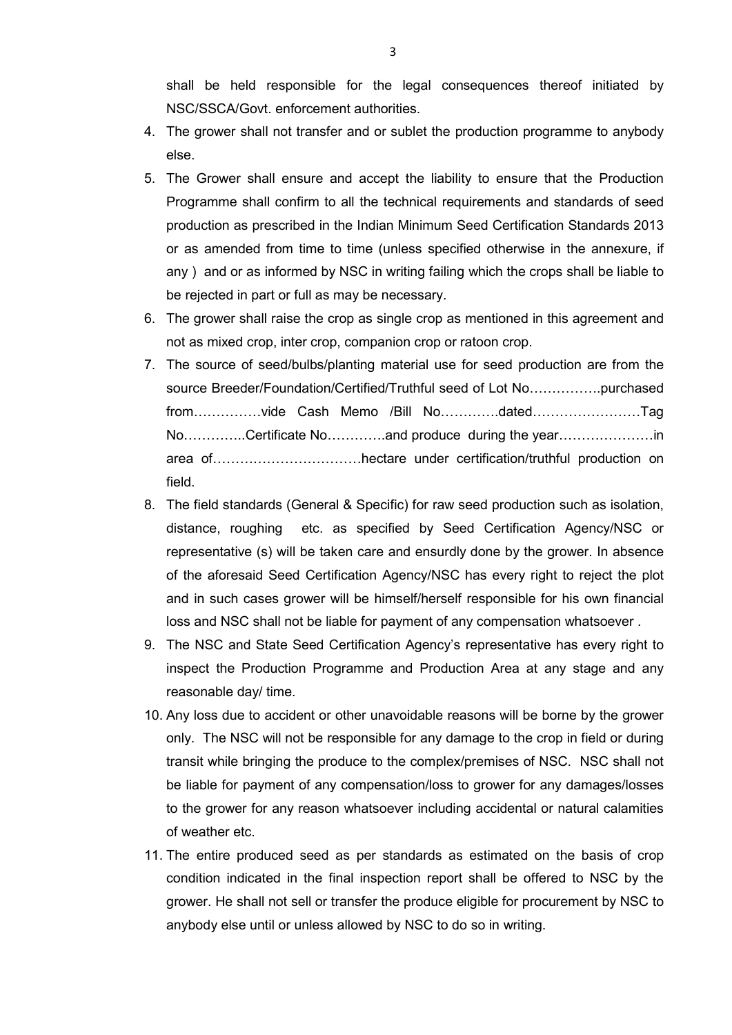shall be held responsible for the legal consequences thereof initiated by NSC/SSCA/Govt. enforcement authorities.

4. The grower shall not transfer and or sublet the production programme to anybody else.
5. The Grower shall ensure and accept the liability to ensure that the Production Programme shall confirm to all the technical requirements and standards of seed production as prescribed in the Indian Minimum Seed Certification Standards 2013 or as amended from time to time (unless specified otherwise in the annexure, if any ) and or as informed by NSC in writing failing which the crops shall be liable to be rejected in part or full as may be necessary.
6. The grower shall raise the crop as single crop as mentioned in this agreement and not as mixed crop, inter crop, companion crop or ratoon crop.
7. The source of seed/bulbs/planting material use for seed production are from the source Breeder/Foundation/Certified/Truthful seed of Lot No…………….purchased from……………vide Cash Memo /Bill No………….dated……………………Tag No…………..Certificate No…………and produce during the year…………………in area of……………………………hectare under certification/truthful production on field.
8. The field standards (General & Specific) for raw seed production such as isolation, distance, roughing etc. as specified by Seed Certification Agency/NSC or representative (s) will be taken care and ensurdly done by the grower. In absence of the aforesaid Seed Certification Agency/NSC has every right to reject the plot and in such cases grower will be himself/herself responsible for his own financial loss and NSC shall not be liable for payment of any compensation whatsoever .
9. The NSC and State Seed Certification Agency's representative has every right to inspect the Production Programme and Production Area at any stage and any reasonable day/ time.
10. Any loss due to accident or other unavoidable reasons will be borne by the grower only. The NSC will not be responsible for any damage to the crop in field or during transit while bringing the produce to the complex/premises of NSC. NSC shall not be liable for payment of any compensation/loss to grower for any damages/losses to the grower for any reason whatsoever including accidental or natural calamities of weather etc.
11. The entire produced seed as per standards as estimated on the basis of crop condition indicated in the final inspection report shall be offered to NSC by the grower. He shall not sell or transfer the produce eligible for procurement by NSC to anybody else until or unless allowed by NSC to do so in writing.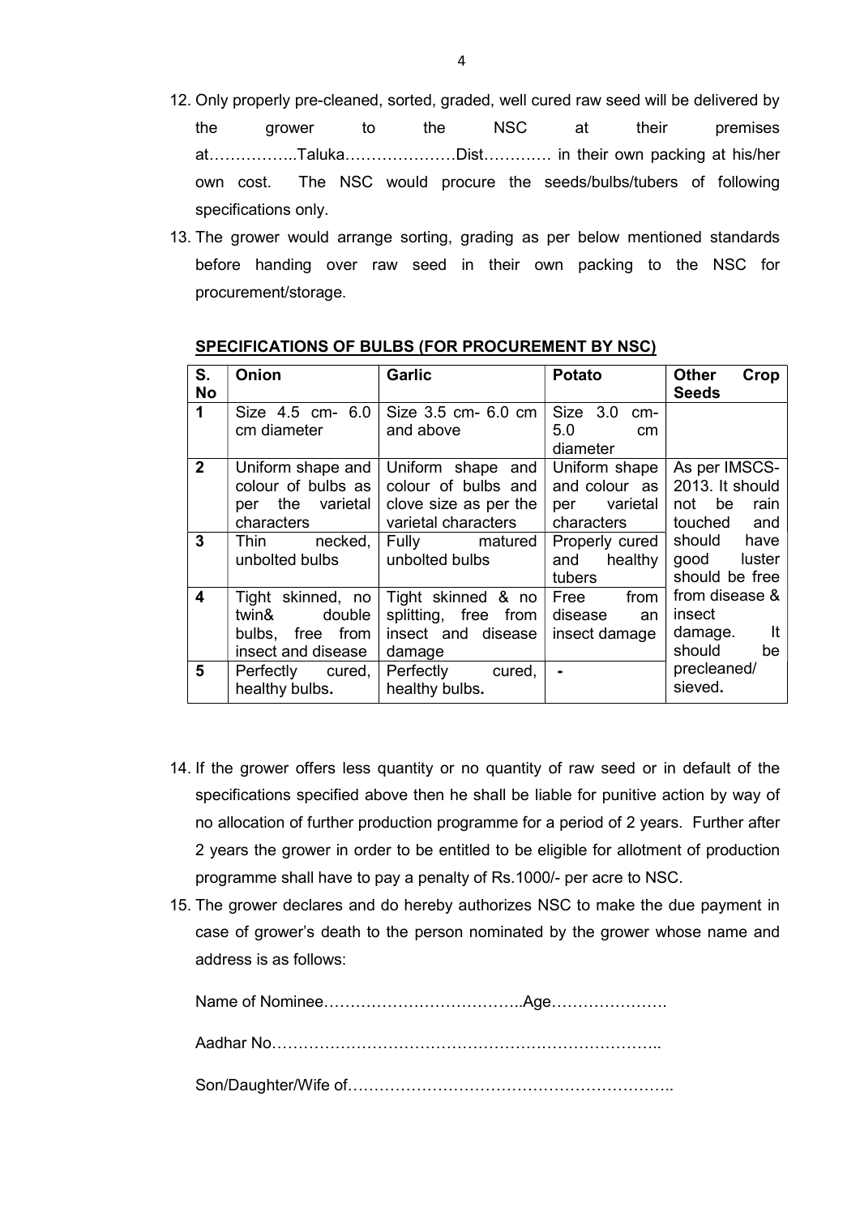12. Only properly pre-cleaned, sorted, graded, well cured raw seed will be delivered by the grower to the NSC at their premises at……………..Taluka…………………Dist…………. in their own packing at his/her own cost. The NSC would procure the seeds/bulbs/tubers of following specifications only.

13. The grower would arrange sorting, grading as per below mentioned standards before handing over raw seed in their own packing to the NSC for procurement/storage.

**SPECIFICATIONS OF BULBS (FOR PROCUREMENT BY NSC)**

| S. No | Onion | Garlic | Potato | Other Crop Seeds |
|---|---|---|---|---|
| 1 | Size 4.5 cm- 6.0 cm diameter | Size 3.5 cm- 6.0 cm and above | Size 3.0 cm- 5.0 cm diameter | |
| 2 | Uniform shape and colour of bulbs as per the varietal characters | Uniform shape and colour of bulbs and clove size as per the varietal characters | Uniform shape and colour as per varietal characters | As per IMSCS-2013. It should not be rain touched and should have good luster should be free from disease & insect damage. It should be precleaned/ sieved. |
| 3 | Thin necked, unbolted bulbs | Fully matured unbolted bulbs | Properly cured and healthy tubers | |
| 4 | Tight skinned, no twin& double bulbs, free from insect and disease | Tight skinned & no splitting, free from insect and disease damage | Free from disease an insect damage | |
| 5 | Perfectly cured, healthy bulbs. | Perfectly cured, healthy bulbs. | - | |

14. If the grower offers less quantity or no quantity of raw seed or in default of the specifications specified above then he shall be liable for punitive action by way of no allocation of further production programme for a period of 2 years. Further after 2 years the grower in order to be entitled to be eligible for allotment of production programme shall have to pay a penalty of Rs.1000/- per acre to NSC.

15. The grower declares and do hereby authorizes NSC to make the due payment in case of grower's death to the person nominated by the grower whose name and address is as follows:

    Name of Nominee………………………………..Age………………….

    Aadhar No………………………………………………………………..

    Son/Daughter/Wife of……………………………………………………..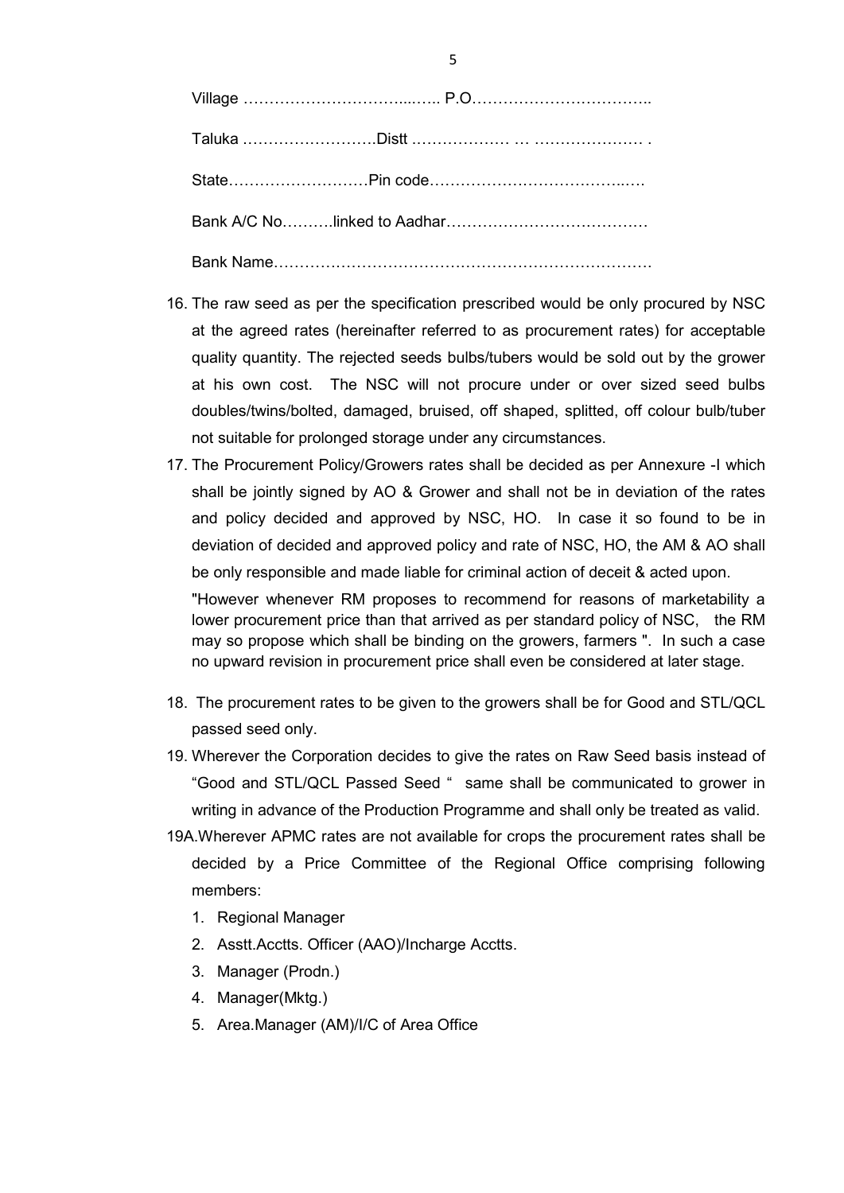Village ………………………....….. P.O……………………………..

Taluka …………………….Distt ……………… … ………………… .

State………………………Pin code…………………………….…..…

Bank A/C No……….linked to Aadhar…………………………………

Bank Name…………………………………………………………….

16. The raw seed as per the specification prescribed would be only procured by NSC at the agreed rates (hereinafter referred to as procurement rates) for acceptable quality quantity. The rejected seeds bulbs/tubers would be sold out by the grower at his own cost. The NSC will not procure under or over sized seed bulbs doubles/twins/bolted, damaged, bruised, off shaped, splitted, off colour bulb/tuber not suitable for prolonged storage under any circumstances.
17. The Procurement Policy/Growers rates shall be decided as per Annexure -I which shall be jointly signed by AO & Grower and shall not be in deviation of the rates and policy decided and approved by NSC, HO. In case it so found to be in deviation of decided and approved policy and rate of NSC, HO, the AM & AO shall be only responsible and made liable for criminal action of deceit & acted upon.

    "However whenever RM proposes to recommend for reasons of marketability a lower procurement price than that arrived as per standard policy of NSC, the RM may so propose which shall be binding on the growers, farmers ". In such a case no upward revision in procurement price shall even be considered at later stage.

18. The procurement rates to be given to the growers shall be for Good and STL/QCL passed seed only.
19. Wherever the Corporation decides to give the rates on Raw Seed basis instead of "Good and STL/QCL Passed Seed " same shall be communicated to grower in writing in advance of the Production Programme and shall only be treated as valid.

19A. Wherever APMC rates are not available for crops the procurement rates shall be decided by a Price Committee of the Regional Office comprising following members:

1. Regional Manager
2. Asstt.Acctts. Officer (AAO)/Incharge Acctts.
3. Manager (Prodn.)
4. Manager(Mktg.)
5. Area.Manager (AM)/I/C of Area Office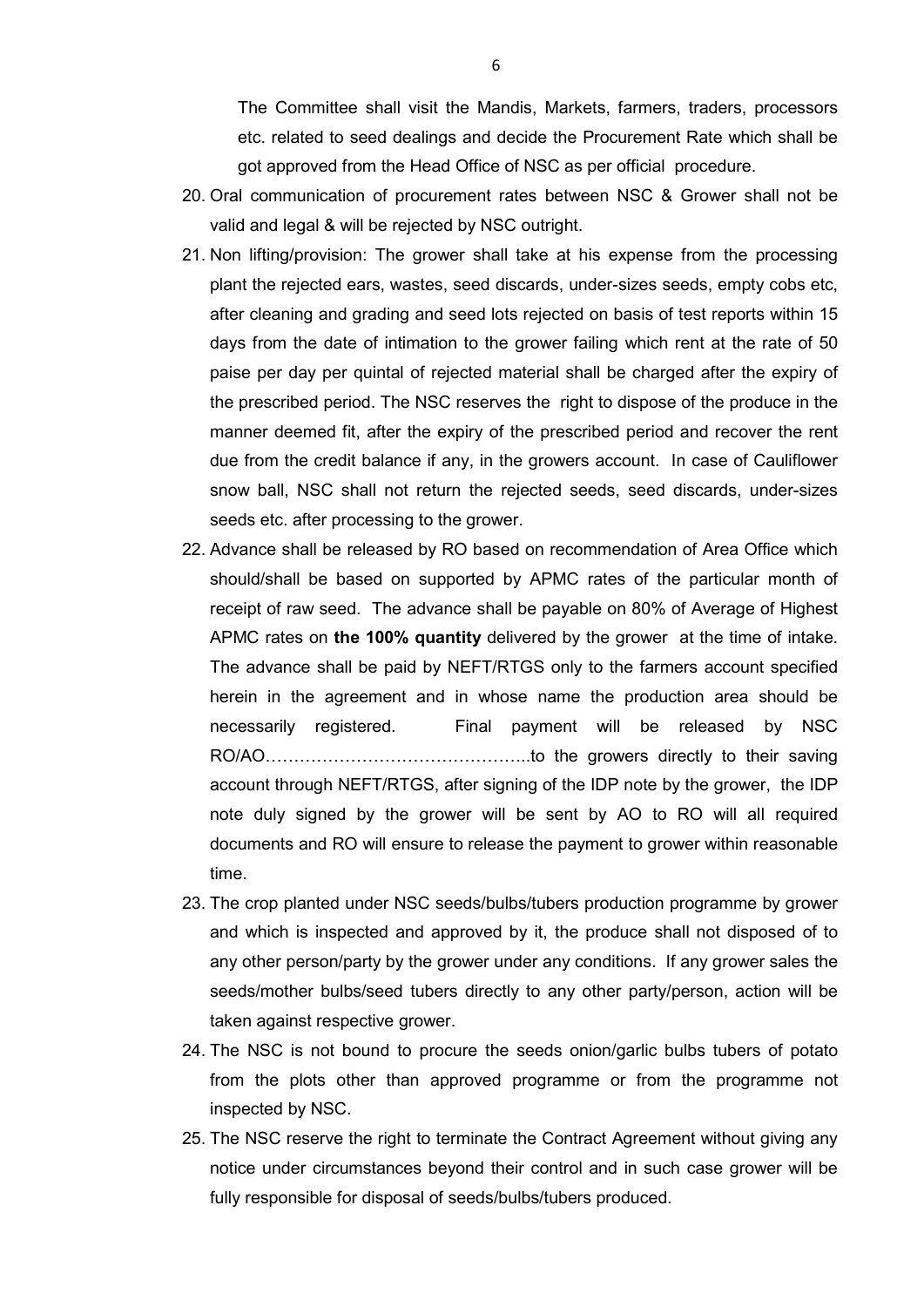The Committee shall visit the Mandis, Markets, farmers, traders, processors etc. related to seed dealings and decide the Procurement Rate which shall be got approved from the Head Office of NSC as per official procedure.

20. Oral communication of procurement rates between NSC & Grower shall not be valid and legal & will be rejected by NSC outright.
21. Non lifting/provision: The grower shall take at his expense from the processing plant the rejected ears, wastes, seed discards, under-sizes seeds, empty cobs etc, after cleaning and grading and seed lots rejected on basis of test reports within 15 days from the date of intimation to the grower failing which rent at the rate of 50 paise per day per quintal of rejected material shall be charged after the expiry of the prescribed period. The NSC reserves the right to dispose of the produce in the manner deemed fit, after the expiry of the prescribed period and recover the rent due from the credit balance if any, in the growers account. In case of Cauliflower snow ball, NSC shall not return the rejected seeds, seed discards, under-sizes seeds etc. after processing to the grower.
22. Advance shall be released by RO based on recommendation of Area Office which should/shall be based on supported by APMC rates of the particular month of receipt of raw seed. The advance shall be payable on 80% of Average of Highest APMC rates on **the 100% quantity** delivered by the grower at the time of intake. The advance shall be paid by NEFT/RTGS only to the farmers account specified herein in the agreement and in whose name the production area should be necessarily registered. Final payment will be released by NSC RO/AO………………………………………..to the growers directly to their saving account through NEFT/RTGS, after signing of the IDP note by the grower, the IDP note duly signed by the grower will be sent by AO to RO will all required documents and RO will ensure to release the payment to grower within reasonable time.
23. The crop planted under NSC seeds/bulbs/tubers production programme by grower and which is inspected and approved by it, the produce shall not disposed of to any other person/party by the grower under any conditions. If any grower sales the seeds/mother bulbs/seed tubers directly to any other party/person, action will be taken against respective grower.
24. The NSC is not bound to procure the seeds onion/garlic bulbs tubers of potato from the plots other than approved programme or from the programme not inspected by NSC.
25. The NSC reserve the right to terminate the Contract Agreement without giving any notice under circumstances beyond their control and in such case grower will be fully responsible for disposal of seeds/bulbs/tubers produced.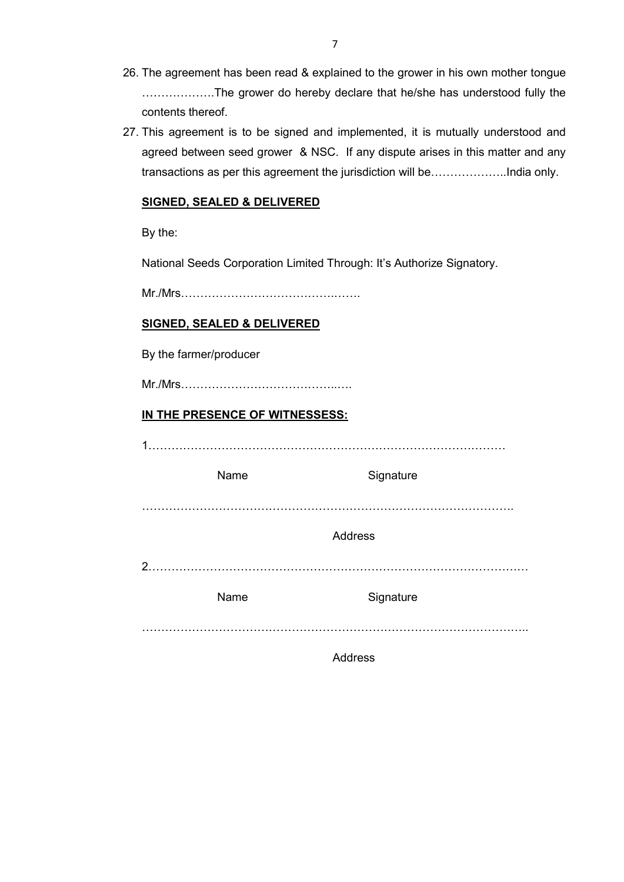26. The agreement has been read & explained to the grower in his own mother tongue ……………….The grower do hereby declare that he/she has understood fully the contents thereof.
27. This agreement is to be signed and implemented, it is mutually understood and agreed between seed grower & NSC. If any dispute arises in this matter and any transactions as per this agreement the jurisdiction will be………………..India only.

**SIGNED, SEALED & DELIVERED**

By the:

National Seeds Corporation Limited Through: It's Authorize Signatory.

Mr./Mrs………………………………….…….

**SIGNED, SEALED & DELIVERED**

By the farmer/producer

Mr./Mrs……………………………………..….

**IN THE PRESENCE OF WITNESSESS:**

1…………………………………………………………………………………

Name Signature

……………………………………………………………………………………..

Address

2……………………………………………………………………………………

Name Signature

……………………………………………………………………………………..

Address